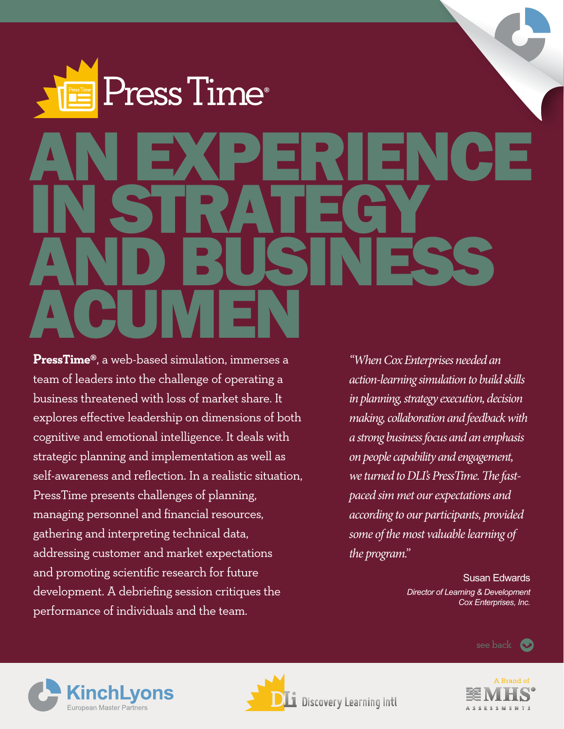# Press Time®

# AN EXPERIENCE IN STRATEGY AND BUSINESS ACUMEN

**PressTime®**, a web-based simulation, immerses a team of leaders into the challenge of operating a business threatened with loss of market share. It explores effective leadership on dimensions of both cognitive and emotional intelligence. It deals with strategic planning and implementation as well as self-awareness and reflection. In a realistic situation, PressTime presents challenges of planning, managing personnel and financial resources, gathering and interpreting technical data, addressing customer and market expectations and promoting scientific research for future development. A debriefing session critiques the performance of individuals and the team.

*"When Cox Enterprises needed an action-learning simulation to build skills in planning, strategy execution, decision making, collaboration and feedback with a strong business focus and an emphasis on people capability and engagement, we turned to DLI's PressTime. The fast-paced sim met our expectations and according to our participants, provided some of the most valuable learning of the program."*

Susan Edwards
*Director of Learning & Development*
*Cox Enterprises, Inc.*

see back

KinchLyons
European Master Partners

DLi Discovery Learning Intl

A Brand of MHS® ASSESSMENTS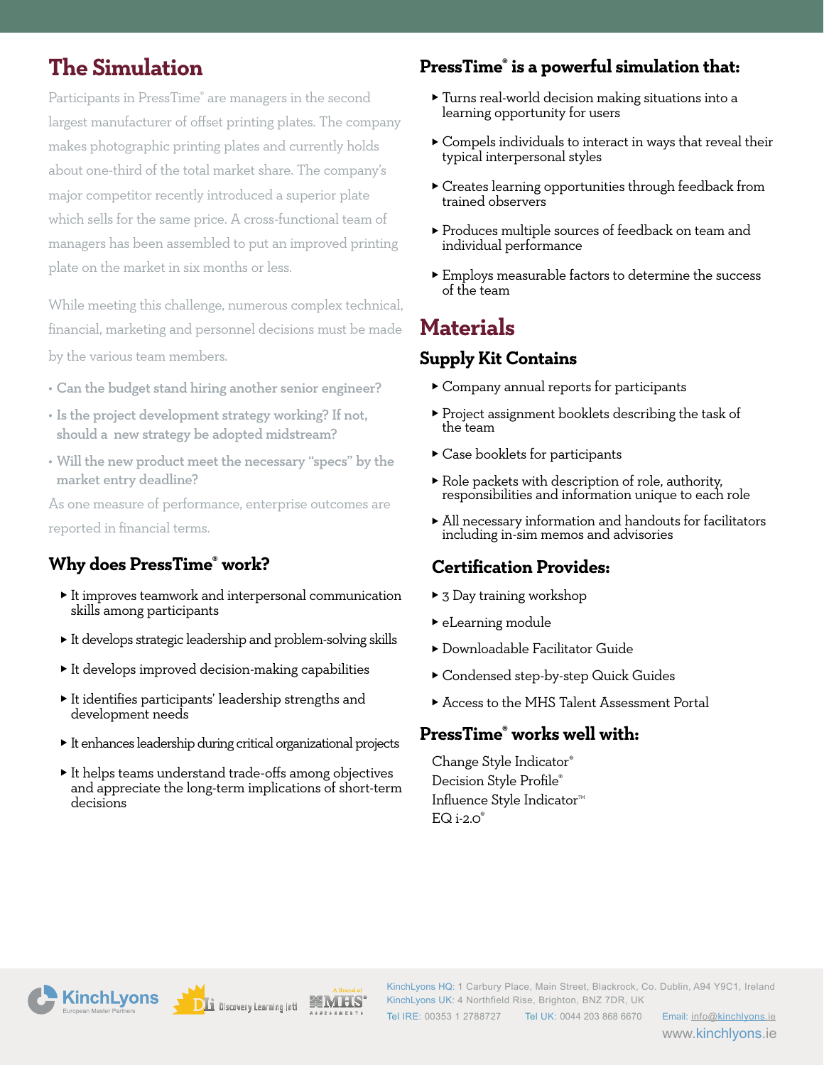## The Simulation

Participants in PressTime® are managers in the second largest manufacturer of offset printing plates. The company makes photographic printing plates and currently holds about one-third of the total market share. The company's major competitor recently introduced a superior plate which sells for the same price. A cross-functional team of managers has been assembled to put an improved printing plate on the market in six months or less.

While meeting this challenge, numerous complex technical, financial, marketing and personnel decisions must be made by the various team members.

- **Can the budget stand hiring another senior engineer?**
- **Is the project development strategy working? If not, should a new strategy be adopted midstream?**
- **Will the new product meet the necessary "specs" by the market entry deadline?**

As one measure of performance, enterprise outcomes are reported in financial terms.

### Why does PressTime® work?

- It improves teamwork and interpersonal communication skills among participants
- It develops strategic leadership and problem-solving skills
- It develops improved decision-making capabilities
- It identifies participants' leadership strengths and development needs
- It enhances leadership during critical organizational projects
- It helps teams understand trade-offs among objectives and appreciate the long-term implications of short-term decisions

### PressTime® is a powerful simulation that:

- Turns real-world decision making situations into a learning opportunity for users
- Compels individuals to interact in ways that reveal their typical interpersonal styles
- Creates learning opportunities through feedback from trained observers
- Produces multiple sources of feedback on team and individual performance
- Employs measurable factors to determine the success of the team

## Materials

### Supply Kit Contains

- Company annual reports for participants
- Project assignment booklets describing the task of the team
- Case booklets for participants
- Role packets with description of role, authority, responsibilities and information unique to each role
- All necessary information and handouts for facilitators including in-sim memos and advisories

### Certification Provides:

- 3 Day training workshop
- eLearning module
- Downloadable Facilitator Guide
- Condensed step-by-step Quick Guides
- Access to the MHS Talent Assessment Portal

### PressTime® works well with:

Change Style Indicator®
Decision Style Profile®
Influence Style Indicator™
EQ i-2.0®

KinchLyons European Master Partners | Discovery Learning Int'l | A Brand of MHS Assessments

KinchLyons HQ: 1 Carbury Place, Main Street, Blackrock, Co. Dublin, A94 Y9C1, Ireland
KinchLyons UK: 4 Northfield Rise, Brighton, BNZ 7DR, UK
Tel IRE: 00353 1 2788727 Tel UK: 0044 203 868 6670 Email: info@kinchlyons.ie
www.kinchlyons.ie